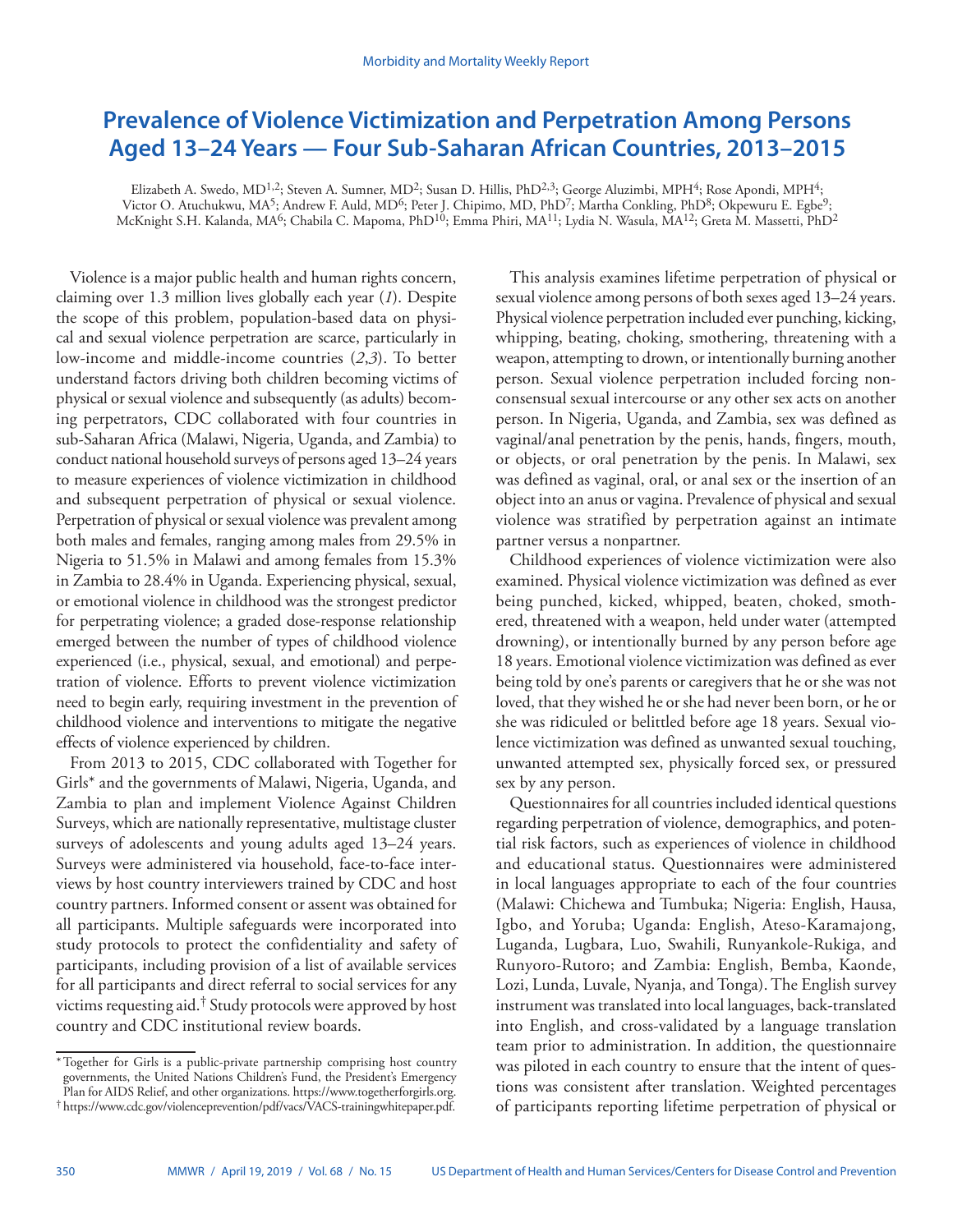# Prevalence of Violence Victimization and Perpetration Among Persons Aged 13–24 Years — Four Sub-Saharan African Countries, 2013–2015

Elizabeth A. Swedo, MD[1,2]; Steven A. Sumner, MD[2]; Susan D. Hillis, PhD[2,3]; George Aluzimbi, MPH[4]; Rose Apondi, MPH[4]; Victor O. Atuchukwu, MA[5]; Andrew F. Auld, MD[6]; Peter J. Chipimo, MD, PhD[7]; Martha Conkling, PhD[8]; Okpewuru E. Egbe[9]; McKnight S.H. Kalanda, MA[6]; Chabila C. Mapoma, PhD[10]; Emma Phiri, MA[11]; Lydia N. Wasula, MA[12]; Greta M. Massetti, PhD[2]

Violence is a major public health and human rights concern, claiming over 1.3 million lives globally each year (*1*). Despite the scope of this problem, population-based data on physical and sexual violence perpetration are scarce, particularly in low-income and middle-income countries (*2*,*3*). To better understand factors driving both children becoming victims of physical or sexual violence and subsequently (as adults) becoming perpetrators, CDC collaborated with four countries in sub-Saharan Africa (Malawi, Nigeria, Uganda, and Zambia) to conduct national household surveys of persons aged 13–24 years to measure experiences of violence victimization in childhood and subsequent perpetration of physical or sexual violence. Perpetration of physical or sexual violence was prevalent among both males and females, ranging among males from 29.5% in Nigeria to 51.5% in Malawi and among females from 15.3% in Zambia to 28.4% in Uganda. Experiencing physical, sexual, or emotional violence in childhood was the strongest predictor for perpetrating violence; a graded dose-response relationship emerged between the number of types of childhood violence experienced (i.e., physical, sexual, and emotional) and perpetration of violence. Efforts to prevent violence victimization need to begin early, requiring investment in the prevention of childhood violence and interventions to mitigate the negative effects of violence experienced by children.

From 2013 to 2015, CDC collaborated with Together for Girls* and the governments of Malawi, Nigeria, Uganda, and Zambia to plan and implement Violence Against Children Surveys, which are nationally representative, multistage cluster surveys of adolescents and young adults aged 13–24 years. Surveys were administered via household, face-to-face interviews by host country interviewers trained by CDC and host country partners. Informed consent or assent was obtained for all participants. Multiple safeguards were incorporated into study protocols to protect the confidentiality and safety of participants, including provision of a list of available services for all participants and direct referral to social services for any victims requesting aid.† Study protocols were approved by host country and CDC institutional review boards.

This analysis examines lifetime perpetration of physical or sexual violence among persons of both sexes aged 13–24 years. Physical violence perpetration included ever punching, kicking, whipping, beating, choking, smothering, threatening with a weapon, attempting to drown, or intentionally burning another person. Sexual violence perpetration included forcing nonconsensual sexual intercourse or any other sex acts on another person. In Nigeria, Uganda, and Zambia, sex was defined as vaginal/anal penetration by the penis, hands, fingers, mouth, or objects, or oral penetration by the penis. In Malawi, sex was defined as vaginal, oral, or anal sex or the insertion of an object into an anus or vagina. Prevalence of physical and sexual violence was stratified by perpetration against an intimate partner versus a nonpartner.

Childhood experiences of violence victimization were also examined. Physical violence victimization was defined as ever being punched, kicked, whipped, beaten, choked, smothered, threatened with a weapon, held under water (attempted drowning), or intentionally burned by any person before age 18 years. Emotional violence victimization was defined as ever being told by one's parents or caregivers that he or she was not loved, that they wished he or she had never been born, or he or she was ridiculed or belittled before age 18 years. Sexual violence victimization was defined as unwanted sexual touching, unwanted attempted sex, physically forced sex, or pressured sex by any person.

Questionnaires for all countries included identical questions regarding perpetration of violence, demographics, and potential risk factors, such as experiences of violence in childhood and educational status. Questionnaires were administered in local languages appropriate to each of the four countries (Malawi: Chichewa and Tumbuka; Nigeria: English, Hausa, Igbo, and Yoruba; Uganda: English, Ateso-Karamajong, Luganda, Lugbara, Luo, Swahili, Runyankole-Rukiga, and Runyoro-Rutoro; and Zambia: English, Bemba, Kaonde, Lozi, Lunda, Luvale, Nyanja, and Tonga). The English survey instrument was translated into local languages, back-translated into English, and cross-validated by a language translation team prior to administration. In addition, the questionnaire was piloted in each country to ensure that the intent of questions was consistent after translation. Weighted percentages of participants reporting lifetime perpetration of physical or

---

* Together for Girls is a public-private partnership comprising host country governments, the United Nations Children's Fund, the President's Emergency Plan for AIDS Relief, and other organizations. https://www.togetherforgirls.org.

† https://www.cdc.gov/violenceprevention/pdf/vacs/VACS-trainingwhitepaper.pdf.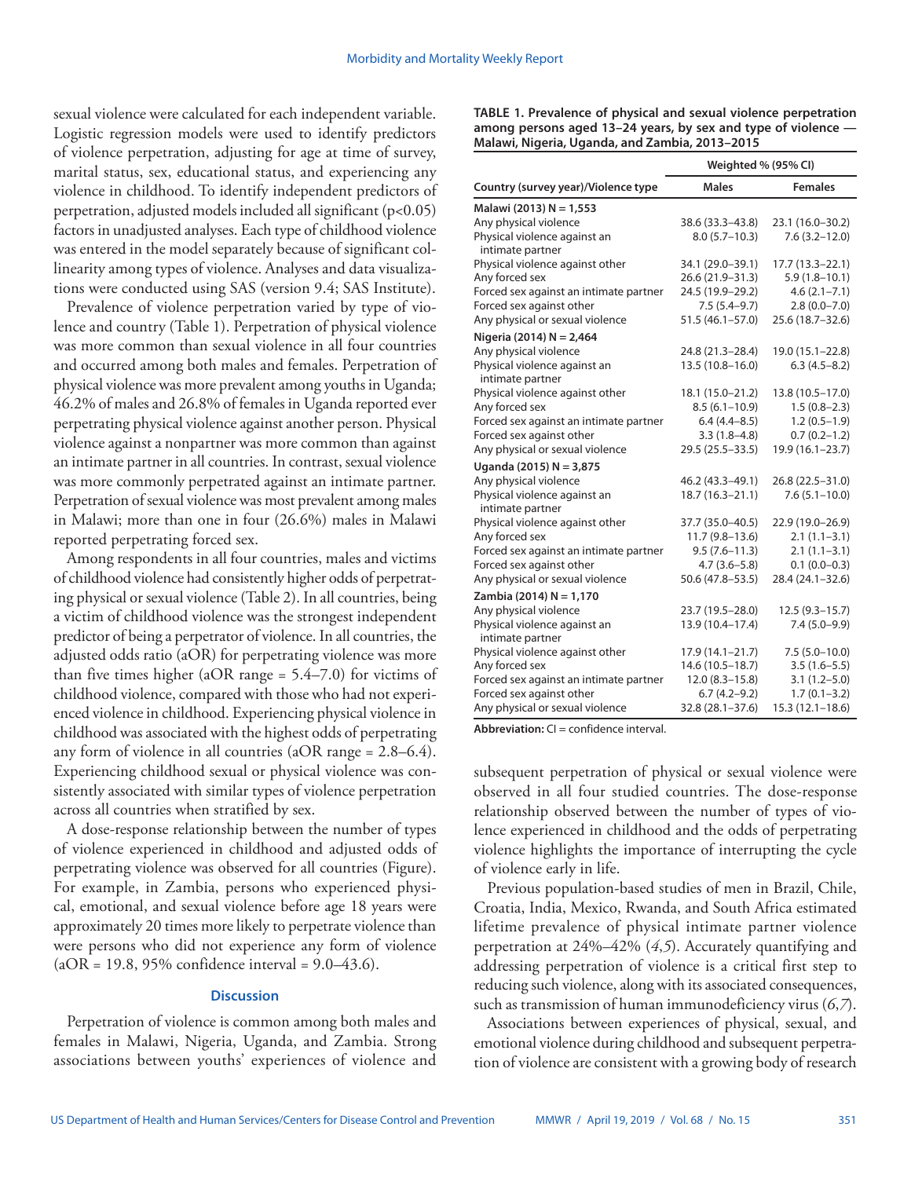sexual violence were calculated for each independent variable. Logistic regression models were used to identify predictors of violence perpetration, adjusting for age at time of survey, marital status, sex, educational status, and experiencing any violence in childhood. To identify independent predictors of perpetration, adjusted models included all significant ($p<0.05$) factors in unadjusted analyses. Each type of childhood violence was entered in the model separately because of significant collinearity among types of violence. Analyses and data visualizations were conducted using SAS (version 9.4; SAS Institute).

Prevalence of violence perpetration varied by type of violence and country (Table 1). Perpetration of physical violence was more common than sexual violence in all four countries and occurred among both males and females. Perpetration of physical violence was more prevalent among youths in Uganda; 46.2% of males and 26.8% of females in Uganda reported ever perpetrating physical violence against another person. Physical violence against a nonpartner was more common than against an intimate partner in all countries. In contrast, sexual violence was more commonly perpetrated against an intimate partner. Perpetration of sexual violence was most prevalent among males in Malawi; more than one in four (26.6%) males in Malawi reported perpetrating forced sex.

Among respondents in all four countries, males and victims of childhood violence had consistently higher odds of perpetrating physical or sexual violence (Table 2). In all countries, being a victim of childhood violence was the strongest independent predictor of being a perpetrator of violence. In all countries, the adjusted odds ratio (aOR) for perpetrating violence was more than five times higher (aOR range = 5.4–7.0) for victims of childhood violence, compared with those who had not experienced violence in childhood. Experiencing physical violence in childhood was associated with the highest odds of perpetrating any form of violence in all countries (aOR range = 2.8–6.4). Experiencing childhood sexual or physical violence was consistently associated with similar types of violence perpetration across all countries when stratified by sex.

A dose-response relationship between the number of types of violence experienced in childhood and adjusted odds of perpetrating violence was observed for all countries (Figure). For example, in Zambia, persons who experienced physical, emotional, and sexual violence before age 18 years were approximately 20 times more likely to perpetrate violence than were persons who did not experience any form of violence (aOR = 19.8, 95% confidence interval = 9.0–43.6).

**TABLE 1. Prevalence of physical and sexual violence perpetration among persons aged 13–24 years, by sex and type of violence — Malawi, Nigeria, Uganda, and Zambia, 2013–2015**

| Country (survey year)/Violence type | Weighted % (95% CI) Males | Weighted % (95% CI) Females |
|---|---|---|
| **Malawi (2013) N = 1,553** | | |
| Any physical violence | 38.6 (33.3–43.8) | 23.1 (16.0–30.2) |
| Physical violence against an intimate partner | 8.0 (5.7–10.3) | 7.6 (3.2–12.0) |
| Physical violence against other | 34.1 (29.0–39.1) | 17.7 (13.3–22.1) |
| Any forced sex | 26.6 (21.9–31.3) | 5.9 (1.8–10.1) |
| Forced sex against an intimate partner | 24.5 (19.9–29.2) | 4.6 (2.1–7.1) |
| Forced sex against other | 7.5 (5.4–9.7) | 2.8 (0.0–7.0) |
| Any physical or sexual violence | 51.5 (46.1–57.0) | 25.6 (18.7–32.6) |
| **Nigeria (2014) N = 2,464** | | |
| Any physical violence | 24.8 (21.3–28.4) | 19.0 (15.1–22.8) |
| Physical violence against an intimate partner | 13.5 (10.8–16.0) | 6.3 (4.5–8.2) |
| Physical violence against other | 18.1 (15.0–21.2) | 13.8 (10.5–17.0) |
| Any forced sex | 8.5 (6.1–10.9) | 1.5 (0.8–2.3) |
| Forced sex against an intimate partner | 6.4 (4.4–8.5) | 1.2 (0.5–1.9) |
| Forced sex against other | 3.3 (1.8–4.8) | 0.7 (0.2–1.2) |
| Any physical or sexual violence | 29.5 (25.5–33.5) | 19.9 (16.1–23.7) |
| **Uganda (2015) N = 3,875** | | |
| Any physical violence | 46.2 (43.3–49.1) | 26.8 (22.5–31.0) |
| Physical violence against an intimate partner | 18.7 (16.3–21.1) | 7.6 (5.1–10.0) |
| Physical violence against other | 37.7 (35.0–40.5) | 22.9 (19.0–26.9) |
| Any forced sex | 11.7 (9.8–13.6) | 2.1 (1.1–3.1) |
| Forced sex against an intimate partner | 9.5 (7.6–11.3) | 2.1 (1.1–3.1) |
| Forced sex against other | 4.7 (3.6–5.8) | 0.1 (0.0–0.3) |
| Any physical or sexual violence | 50.6 (47.8–53.5) | 28.4 (24.1–32.6) |
| **Zambia (2014) N = 1,170** | | |
| Any physical violence | 23.7 (19.5–28.0) | 12.5 (9.3–15.7) |
| Physical violence against an intimate partner | 13.9 (10.4–17.4) | 7.4 (5.0–9.9) |
| Physical violence against other | 17.9 (14.1–21.7) | 7.5 (5.0–10.0) |
| Any forced sex | 14.6 (10.5–18.7) | 3.5 (1.6–5.5) |
| Forced sex against an intimate partner | 12.0 (8.3–15.8) | 3.1 (1.2–5.0) |
| Forced sex against other | 6.7 (4.2–9.2) | 1.7 (0.1–3.2) |
| Any physical or sexual violence | 32.8 (28.1–37.6) | 15.3 (12.1–18.6) |

**Abbreviation:** CI = confidence interval.

## Discussion

Perpetration of violence is common among both males and females in Malawi, Nigeria, Uganda, and Zambia. Strong associations between youths' experiences of violence and subsequent perpetration of physical or sexual violence were observed in all four studied countries. The dose-response relationship observed between the number of types of violence experienced in childhood and the odds of perpetrating violence highlights the importance of interrupting the cycle of violence early in life.

Previous population-based studies of men in Brazil, Chile, Croatia, India, Mexico, Rwanda, and South Africa estimated lifetime prevalence of physical intimate partner violence perpetration at 24%–42% (*4*,*5*). Accurately quantifying and addressing perpetration of violence is a critical first step to reducing such violence, along with its associated consequences, such as transmission of human immunodeficiency virus (*6*,*7*).

Associations between experiences of physical, sexual, and emotional violence during childhood and subsequent perpetration of violence are consistent with a growing body of research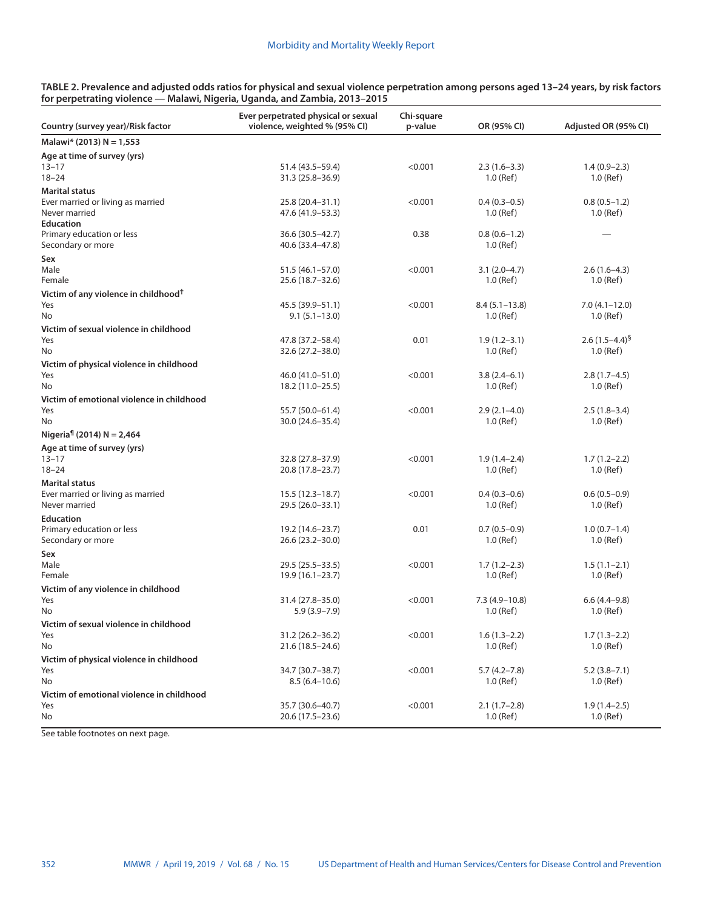**TABLE 2. Prevalence and adjusted odds ratios for physical and sexual violence perpetration among persons aged 13–24 years, by risk factors for perpetrating violence — Malawi, Nigeria, Uganda, and Zambia, 2013–2015**

| Country (survey year)/Risk factor | Ever perpetrated physical or sexual violence, weighted % (95% CI) | Chi-square p-value | OR (95% CI) | Adjusted OR (95% CI) |
|---|---|---|---|---|
| **Malawi* (2013) N = 1,553** | | | | |
| **Age at time of survey (yrs)** | | | | |
| 13–17 | 51.4 (43.5–59.4) | <0.001 | 2.3 (1.6–3.3) | 1.4 (0.9–2.3) |
| 18–24 | 31.3 (25.8–36.9) | | 1.0 (Ref) | 1.0 (Ref) |
| **Marital status** | | | | |
| Ever married or living as married | 25.8 (20.4–31.1) | <0.001 | 0.4 (0.3–0.5) | 0.8 (0.5–1.2) |
| Never married | 47.6 (41.9–53.3) | | 1.0 (Ref) | 1.0 (Ref) |
| **Education** | | | | |
| Primary education or less | 36.6 (30.5–42.7) | 0.38 | 0.8 (0.6–1.2) | — |
| Secondary or more | 40.6 (33.4–47.8) | | 1.0 (Ref) | |
| **Sex** | | | | |
| Male | 51.5 (46.1–57.0) | <0.001 | 3.1 (2.0–4.7) | 2.6 (1.6–4.3) |
| Female | 25.6 (18.7–32.6) | | 1.0 (Ref) | 1.0 (Ref) |
| **Victim of any violence in childhood**[†] | | | | |
| Yes | 45.5 (39.9–51.1) | <0.001 | 8.4 (5.1–13.8) | 7.0 (4.1–12.0) |
| No | 9.1 (5.1–13.0) | | 1.0 (Ref) | 1.0 (Ref) |
| **Victim of sexual violence in childhood** | | | | |
| Yes | 47.8 (37.2–58.4) | 0.01 | 1.9 (1.2–3.1) | 2.6 (1.5–4.4)[§] |
| No | 32.6 (27.2–38.0) | | 1.0 (Ref) | 1.0 (Ref) |
| **Victim of physical violence in childhood** | | | | |
| Yes | 46.0 (41.0–51.0) | <0.001 | 3.8 (2.4–6.1) | 2.8 (1.7–4.5) |
| No | 18.2 (11.0–25.5) | | 1.0 (Ref) | 1.0 (Ref) |
| **Victim of emotional violence in childhood** | | | | |
| Yes | 55.7 (50.0–61.4) | <0.001 | 2.9 (2.1–4.0) | 2.5 (1.8–3.4) |
| No | 30.0 (24.6–35.4) | | 1.0 (Ref) | 1.0 (Ref) |
| **Nigeria[¶] (2014) N = 2,464** | | | | |
| **Age at time of survey (yrs)** | | | | |
| 13–17 | 32.8 (27.8–37.9) | <0.001 | 1.9 (1.4–2.4) | 1.7 (1.2–2.2) |
| 18–24 | 20.8 (17.8–23.7) | | 1.0 (Ref) | 1.0 (Ref) |
| **Marital status** | | | | |
| Ever married or living as married | 15.5 (12.3–18.7) | <0.001 | 0.4 (0.3–0.6) | 0.6 (0.5–0.9) |
| Never married | 29.5 (26.0–33.1) | | 1.0 (Ref) | 1.0 (Ref) |
| **Education** | | | | |
| Primary education or less | 19.2 (14.6–23.7) | 0.01 | 0.7 (0.5–0.9) | 1.0 (0.7–1.4) |
| Secondary or more | 26.6 (23.2–30.0) | | 1.0 (Ref) | 1.0 (Ref) |
| **Sex** | | | | |
| Male | 29.5 (25.5–33.5) | <0.001 | 1.7 (1.2–2.3) | 1.5 (1.1–2.1) |
| Female | 19.9 (16.1–23.7) | | 1.0 (Ref) | 1.0 (Ref) |
| **Victim of any violence in childhood** | | | | |
| Yes | 31.4 (27.8–35.0) | <0.001 | 7.3 (4.9–10.8) | 6.6 (4.4–9.8) |
| No | 5.9 (3.9–7.9) | | 1.0 (Ref) | 1.0 (Ref) |
| **Victim of sexual violence in childhood** | | | | |
| Yes | 31.2 (26.2–36.2) | <0.001 | 1.6 (1.3–2.2) | 1.7 (1.3–2.2) |
| No | 21.6 (18.5–24.6) | | 1.0 (Ref) | 1.0 (Ref) |
| **Victim of physical violence in childhood** | | | | |
| Yes | 34.7 (30.7–38.7) | <0.001 | 5.7 (4.2–7.8) | 5.2 (3.8–7.1) |
| No | 8.5 (6.4–10.6) | | 1.0 (Ref) | 1.0 (Ref) |
| **Victim of emotional violence in childhood** | | | | |
| Yes | 35.7 (30.6–40.7) | <0.001 | 2.1 (1.7–2.8) | 1.9 (1.4–2.5) |
| No | 20.6 (17.5–23.6) | | 1.0 (Ref) | 1.0 (Ref) |

See table footnotes on next page.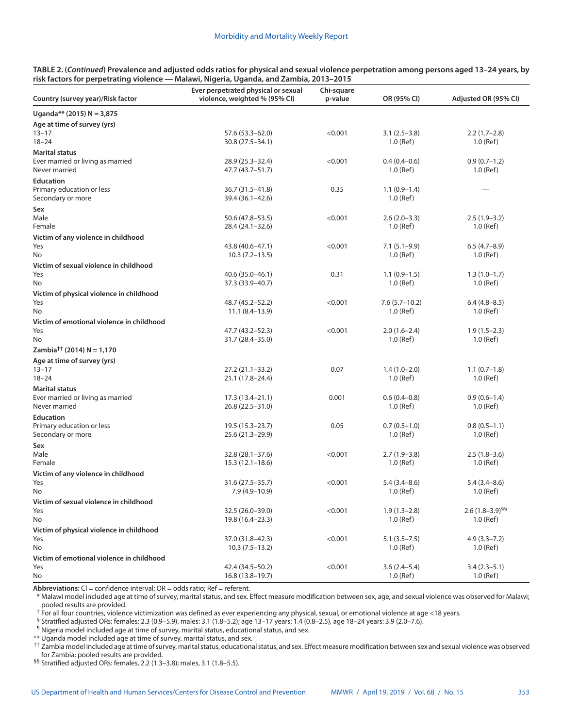**TABLE 2. (*Continued*) Prevalence and adjusted odds ratios for physical and sexual violence perpetration among persons aged 13–24 years, by risk factors for perpetrating violence — Malawi, Nigeria, Uganda, and Zambia, 2013–2015**

| Country (survey year)/Risk factor | Ever perpetrated physical or sexual violence, weighted % (95% CI) | Chi-square p-value | OR (95% CI) | Adjusted OR (95% CI) |
|---|---|---|---|---|
| **Uganda\*\* (2015) N = 3,875** | | | | |
| **Age at time of survey (yrs)** | | | | |
| 13–17 | 57.6 (53.3–62.0) | <0.001 | 3.1 (2.5–3.8) | 2.2 (1.7–2.8) |
| 18–24 | 30.8 (27.5–34.1) | | 1.0 (Ref) | 1.0 (Ref) |
| **Marital status** | | | | |
| Ever married or living as married | 28.9 (25.3–32.4) | <0.001 | 0.4 (0.4–0.6) | 0.9 (0.7–1.2) |
| Never married | 47.7 (43.7–51.7) | | 1.0 (Ref) | 1.0 (Ref) |
| **Education** | | | | |
| Primary education or less | 36.7 (31.5–41.8) | 0.35 | 1.1 (0.9–1.4) | — |
| Secondary or more | 39.4 (36.1–42.6) | | 1.0 (Ref) | |
| **Sex** | | | | |
| Male | 50.6 (47.8–53.5) | <0.001 | 2.6 (2.0–3.3) | 2.5 (1.9–3.2) |
| Female | 28.4 (24.1–32.6) | | 1.0 (Ref) | 1.0 (Ref) |
| **Victim of any violence in childhood** | | | | |
| Yes | 43.8 (40.6–47.1) | <0.001 | 7.1 (5.1–9.9) | 6.5 (4.7–8.9) |
| No | 10.3 (7.2–13.5) | | 1.0 (Ref) | 1.0 (Ref) |
| **Victim of sexual violence in childhood** | | | | |
| Yes | 40.6 (35.0–46.1) | 0.31 | 1.1 (0.9–1.5) | 1.3 (1.0–1.7) |
| No | 37.3 (33.9–40.7) | | 1.0 (Ref) | 1.0 (Ref) |
| **Victim of physical violence in childhood** | | | | |
| Yes | 48.7 (45.2–52.2) | <0.001 | 7.6 (5.7–10.2) | 6.4 (4.8–8.5) |
| No | 11.1 (8.4–13.9) | | 1.0 (Ref) | 1.0 (Ref) |
| **Victim of emotional violence in childhood** | | | | |
| Yes | 47.7 (43.2–52.3) | <0.001 | 2.0 (1.6–2.4) | 1.9 (1.5–2.3) |
| No | 31.7 (28.4–35.0) | | 1.0 (Ref) | 1.0 (Ref) |
| **Zambia†† (2014) N = 1,170** | | | | |
| **Age at time of survey (yrs)** | | | | |
| 13–17 | 27.2 (21.1–33.2) | 0.07 | 1.4 (1.0–2.0) | 1.1 (0.7–1.8) |
| 18–24 | 21.1 (17.8–24.4) | | 1.0 (Ref) | 1.0 (Ref) |
| **Marital status** | | | | |
| Ever married or living as married | 17.3 (13.4–21.1) | 0.001 | 0.6 (0.4–0.8) | 0.9 (0.6–1.4) |
| Never married | 26.8 (22.5–31.0) | | 1.0 (Ref) | 1.0 (Ref) |
| **Education** | | | | |
| Primary education or less | 19.5 (15.3–23.7) | 0.05 | 0.7 (0.5–1.0) | 0.8 (0.5–1.1) |
| Secondary or more | 25.6 (21.3–29.9) | | 1.0 (Ref) | 1.0 (Ref) |
| **Sex** | | | | |
| Male | 32.8 (28.1–37.6) | <0.001 | 2.7 (1.9–3.8) | 2.5 (1.8–3.6) |
| Female | 15.3 (12.1–18.6) | | 1.0 (Ref) | 1.0 (Ref) |
| **Victim of any violence in childhood** | | | | |
| Yes | 31.6 (27.5–35.7) | <0.001 | 5.4 (3.4–8.6) | 5.4 (3.4–8.6) |
| No | 7.9 (4.9–10.9) | | 1.0 (Ref) | 1.0 (Ref) |
| **Victim of sexual violence in childhood** | | | | |
| Yes | 32.5 (26.0–39.0) | <0.001 | 1.9 (1.3–2.8) | 2.6 (1.8–3.9)§§ |
| No | 19.8 (16.4–23.3) | | 1.0 (Ref) | 1.0 (Ref) |
| **Victim of physical violence in childhood** | | | | |
| Yes | 37.0 (31.8–42.3) | <0.001 | 5.1 (3.5–7.5) | 4.9 (3.3–7.2) |
| No | 10.3 (7.5–13.2) | | 1.0 (Ref) | 1.0 (Ref) |
| **Victim of emotional violence in childhood** | | | | |
| Yes | 42.4 (34.5–50.2) | <0.001 | 3.6 (2.4–5.4) | 3.4 (2.3–5.1) |
| No | 16.8 (13.8–19.7) | | 1.0 (Ref) | 1.0 (Ref) |

**Abbreviations:** CI = confidence interval; OR = odds ratio; Ref = referent.

\* Malawi model included age at time of survey, marital status, and sex. Effect measure modification between sex, age, and sexual violence was observed for Malawi; pooled results are provided.

† For all four countries, violence victimization was defined as ever experiencing any physical, sexual, or emotional violence at age <18 years.

§ Stratified adjusted ORs: females: 2.3 (0.9–5.9), males: 3.1 (1.8–5.2); age 13–17 years: 1.4 (0.8–2.5), age 18–24 years: 3.9 (2.0–7.6).

¶ Nigeria model included age at time of survey, marital status, educational status, and sex.

\*\* Uganda model included age at time of survey, marital status, and sex.

†† Zambia model included age at time of survey, marital status, educational status, and sex. Effect measure modification between sex and sexual violence was observed for Zambia; pooled results are provided.

§§ Stratified adjusted ORs: females, 2.2 (1.3–3.8); males, 3.1 (1.8–5.5).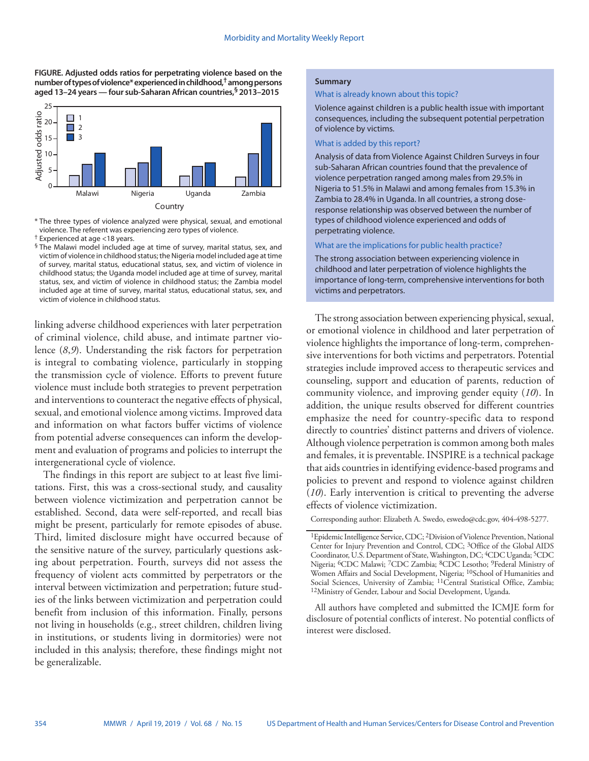**FIGURE. Adjusted odds ratios for perpetrating violence based on the number of types of violence* experienced in childhood,† among persons aged 13–24 years — four sub-Saharan African countries,§ 2013–2015**

Adjusted odds ratio

25
20
15
10
5
0

1
2
3

Malawi
Nigeria
Uganda
Zambia

Country

* The three types of violence analyzed were physical, sexual, and emotional violence. The referent was experiencing zero types of violence.

† Experienced at age <18 years.

§ The Malawi model included age at time of survey, marital status, sex, and victim of violence in childhood status; the Nigeria model included age at time of survey, marital status, educational status, sex, and victim of violence in childhood status; the Uganda model included age at time of survey, marital status, sex, and victim of violence in childhood status; the Zambia model included age at time of survey, marital status, educational status, sex, and victim of violence in childhood status.

linking adverse childhood experiences with later perpetration of criminal violence, child abuse, and intimate partner violence (*8*,*9*). Understanding the risk factors for perpetration is integral to combating violence, particularly in stopping the transmission cycle of violence. Efforts to prevent future violence must include both strategies to prevent perpetration and interventions to counteract the negative effects of physical, sexual, and emotional violence among victims. Improved data and information on what factors buffer victims of violence from potential adverse consequences can inform the development and evaluation of programs and policies to interrupt the intergenerational cycle of violence.

The findings in this report are subject to at least five limitations. First, this was a cross-sectional study, and causality between violence victimization and perpetration cannot be established. Second, data were self-reported, and recall bias might be present, particularly for remote episodes of abuse. Third, limited disclosure might have occurred because of the sensitive nature of the survey, particularly questions asking about perpetration. Fourth, surveys did not assess the frequency of violent acts committed by perpetrators or the interval between victimization and perpetration; future studies of the links between victimization and perpetration could benefit from inclusion of this information. Finally, persons not living in households (e.g., street children, children living in institutions, or students living in dormitories) were not included in this analysis; therefore, these findings might not be generalizable.

**Summary**

What is already known about this topic?

Violence against children is a public health issue with important consequences, including the subsequent potential perpetration of violence by victims.

What is added by this report?

Analysis of data from Violence Against Children Surveys in four sub-Saharan African countries found that the prevalence of violence perpetration ranged among males from 29.5% in Nigeria to 51.5% in Malawi and among females from 15.3% in Zambia to 28.4% in Uganda. In all countries, a strong dose-response relationship was observed between the number of types of childhood violence experienced and odds of perpetrating violence.

What are the implications for public health practice?

The strong association between experiencing violence in childhood and later perpetration of violence highlights the importance of long-term, comprehensive interventions for both victims and perpetrators.

The strong association between experiencing physical, sexual, or emotional violence in childhood and later perpetration of violence highlights the importance of long-term, comprehensive interventions for both victims and perpetrators. Potential strategies include improved access to therapeutic services and counseling, support and education of parents, reduction of community violence, and improving gender equity (*10*). In addition, the unique results observed for different countries emphasize the need for country-specific data to respond directly to countries' distinct patterns and drivers of violence. Although violence perpetration is common among both males and females, it is preventable. INSPIRE is a technical package that aids countries in identifying evidence-based programs and policies to prevent and respond to violence against children (*10*). Early intervention is critical to preventing the adverse effects of violence victimization.

Corresponding author: Elizabeth A. Swedo, eswedo@cdc.gov, 404-498-5277.

[1]Epidemic Intelligence Service, CDC; [2]Division of Violence Prevention, National Center for Injury Prevention and Control, CDC; [3]Office of the Global AIDS Coordinator, U.S. Department of State, Washington, DC; [4]CDC Uganda; [5]CDC Nigeria; [6]CDC Malawi; [7]CDC Zambia; [8]CDC Lesotho; [9]Federal Ministry of Women Affairs and Social Development, Nigeria; [10]School of Humanities and Social Sciences, University of Zambia; [11]Central Statistical Office, Zambia; [12]Ministry of Gender, Labour and Social Development, Uganda.

All authors have completed and submitted the ICMJE form for disclosure of potential conflicts of interest. No potential conflicts of interest were disclosed.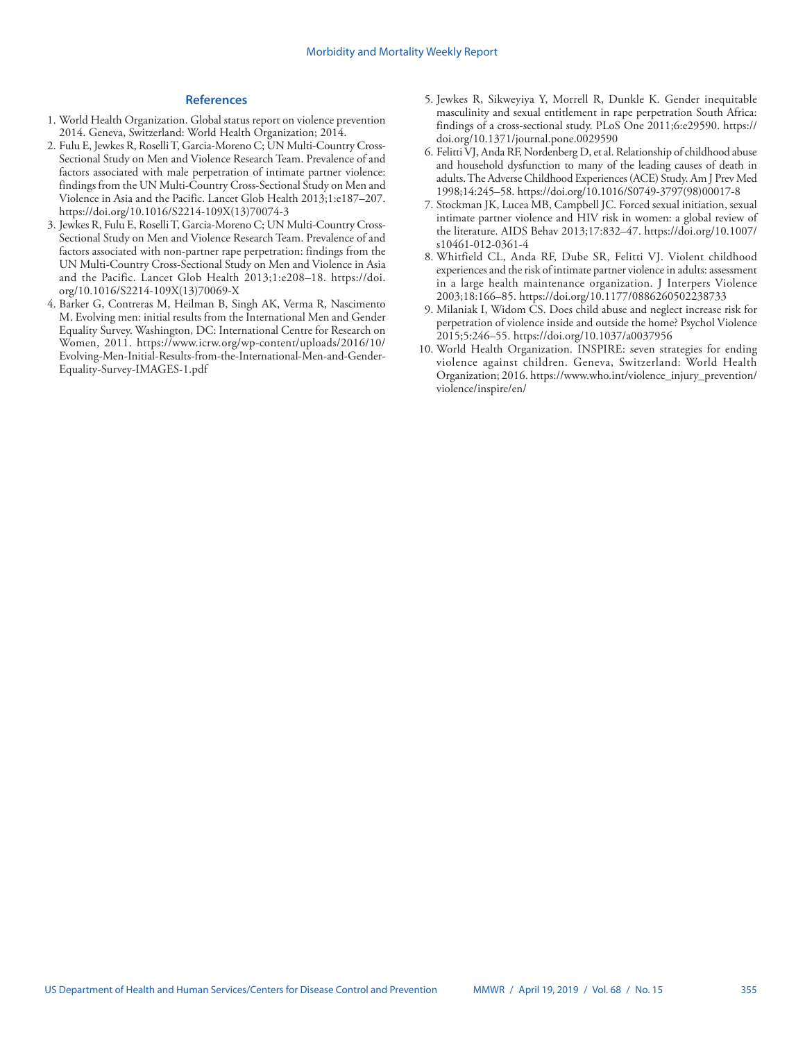## References

1. World Health Organization. Global status report on violence prevention 2014. Geneva, Switzerland: World Health Organization; 2014.
2. Fulu E, Jewkes R, Roselli T, Garcia-Moreno C; UN Multi-Country Cross-Sectional Study on Men and Violence Research Team. Prevalence of and factors associated with male perpetration of intimate partner violence: findings from the UN Multi-Country Cross-Sectional Study on Men and Violence in Asia and the Pacific. Lancet Glob Health 2013;1:e187–207. https://doi.org/10.1016/S2214-109X(13)70074-3
3. Jewkes R, Fulu E, Roselli T, Garcia-Moreno C; UN Multi-Country Cross-Sectional Study on Men and Violence Research Team. Prevalence of and factors associated with non-partner rape perpetration: findings from the UN Multi-Country Cross-Sectional Study on Men and Violence in Asia and the Pacific. Lancet Glob Health 2013;1:e208–18. https://doi.org/10.1016/S2214-109X(13)70069-X
4. Barker G, Contreras M, Heilman B, Singh AK, Verma R, Nascimento M. Evolving men: initial results from the International Men and Gender Equality Survey. Washington, DC: International Centre for Research on Women, 2011. https://www.icrw.org/wp-content/uploads/2016/10/Evolving-Men-Initial-Results-from-the-International-Men-and-Gender-Equality-Survey-IMAGES-1.pdf
5. Jewkes R, Sikweyiya Y, Morrell R, Dunkle K. Gender inequitable masculinity and sexual entitlement in rape perpetration South Africa: findings of a cross-sectional study. PLoS One 2011;6:e29590. https://doi.org/10.1371/journal.pone.0029590
6. Felitti VJ, Anda RF, Nordenberg D, et al. Relationship of childhood abuse and household dysfunction to many of the leading causes of death in adults. The Adverse Childhood Experiences (ACE) Study. Am J Prev Med 1998;14:245–58. https://doi.org/10.1016/S0749-3797(98)00017-8
7. Stockman JK, Lucea MB, Campbell JC. Forced sexual initiation, sexual intimate partner violence and HIV risk in women: a global review of the literature. AIDS Behav 2013;17:832–47. https://doi.org/10.1007/s10461-012-0361-4
8. Whitfield CL, Anda RF, Dube SR, Felitti VJ. Violent childhood experiences and the risk of intimate partner violence in adults: assessment in a large health maintenance organization. J Interpers Violence 2003;18:166–85. https://doi.org/10.1177/0886260502238733
9. Milaniak I, Widom CS. Does child abuse and neglect increase risk for perpetration of violence inside and outside the home? Psychol Violence 2015;5:246–55. https://doi.org/10.1037/a0037956
10. World Health Organization. INSPIRE: seven strategies for ending violence against children. Geneva, Switzerland: World Health Organization; 2016. https://www.who.int/violence_injury_prevention/violence/inspire/en/